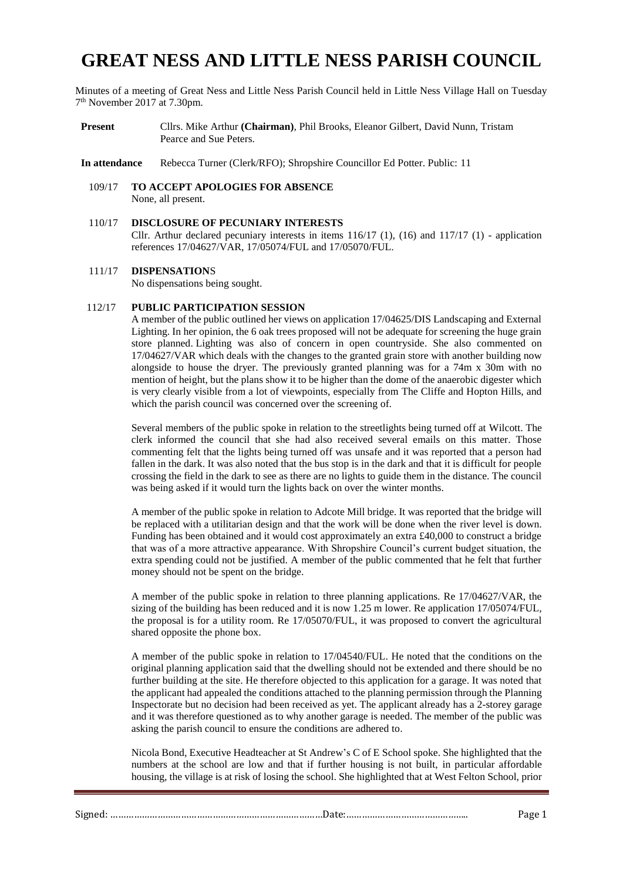# GREAT NESS AND LITTLE NESS PARISH COUNCIL

Minutes of a meeting of Great Ness and Little Ness Parish Council held in Little Ness Village Hall on Tuesday 7th November 2017 at 7.30pm.

**Present** Cllrs. Mike Arthur **(Chairman)**, Phil Brooks, Eleanor Gilbert, David Nunn, Tristam Pearce and Sue Peters.

**In attendance** Rebecca Turner (Clerk/RFO); Shropshire Councillor Ed Potter. Public: 11

109/17 **TO ACCEPT APOLOGIES FOR ABSENCE**

None, all present.

110/17 **DISCLOSURE OF PECUNIARY INTERESTS**

Cllr. Arthur declared pecuniary interests in items 116/17 (1), (16) and 117/17 (1) - application references 17/04627/VAR, 17/05074/FUL and 17/05070/FUL.

111/17 **DISPENSATIONS**

No dispensations being sought.

112/17 **PUBLIC PARTICIPATION SESSION**

A member of the public outlined her views on application 17/04625/DIS Landscaping and External Lighting. In her opinion, the 6 oak trees proposed will not be adequate for screening the huge grain store planned. Lighting was also of concern in open countryside. She also commented on 17/04627/VAR which deals with the changes to the granted grain store with another building now alongside to house the dryer. The previously granted planning was for a 74m x 30m with no mention of height, but the plans show it to be higher than the dome of the anaerobic digester which is very clearly visible from a lot of viewpoints, especially from The Cliffe and Hopton Hills, and which the parish council was concerned over the screening of.

Several members of the public spoke in relation to the streetlights being turned off at Wilcott. The clerk informed the council that she had also received several emails on this matter. Those commenting felt that the lights being turned off was unsafe and it was reported that a person had fallen in the dark. It was also noted that the bus stop is in the dark and that it is difficult for people crossing the field in the dark to see as there are no lights to guide them in the distance. The council was being asked if it would turn the lights back on over the winter months.

A member of the public spoke in relation to Adcote Mill bridge. It was reported that the bridge will be replaced with a utilitarian design and that the work will be done when the river level is down. Funding has been obtained and it would cost approximately an extra £40,000 to construct a bridge that was of a more attractive appearance. With Shropshire Council's current budget situation, the extra spending could not be justified. A member of the public commented that he felt that further money should not be spent on the bridge.

A member of the public spoke in relation to three planning applications. Re 17/04627/VAR, the sizing of the building has been reduced and it is now 1.25 m lower. Re application 17/05074/FUL, the proposal is for a utility room. Re 17/05070/FUL, it was proposed to convert the agricultural shared opposite the phone box.

A member of the public spoke in relation to 17/04540/FUL. He noted that the conditions on the original planning application said that the dwelling should not be extended and there should be no further building at the site. He therefore objected to this application for a garage. It was noted that the applicant had appealed the conditions attached to the planning permission through the Planning Inspectorate but no decision had been received as yet. The applicant already has a 2-storey garage and it was therefore questioned as to why another garage is needed. The member of the public was asking the parish council to ensure the conditions are adhered to.

Nicola Bond, Executive Headteacher at St Andrew's C of E School spoke. She highlighted that the numbers at the school are low and that if further housing is not built, in particular affordable housing, the village is at risk of losing the school. She highlighted that at West Felton School, prior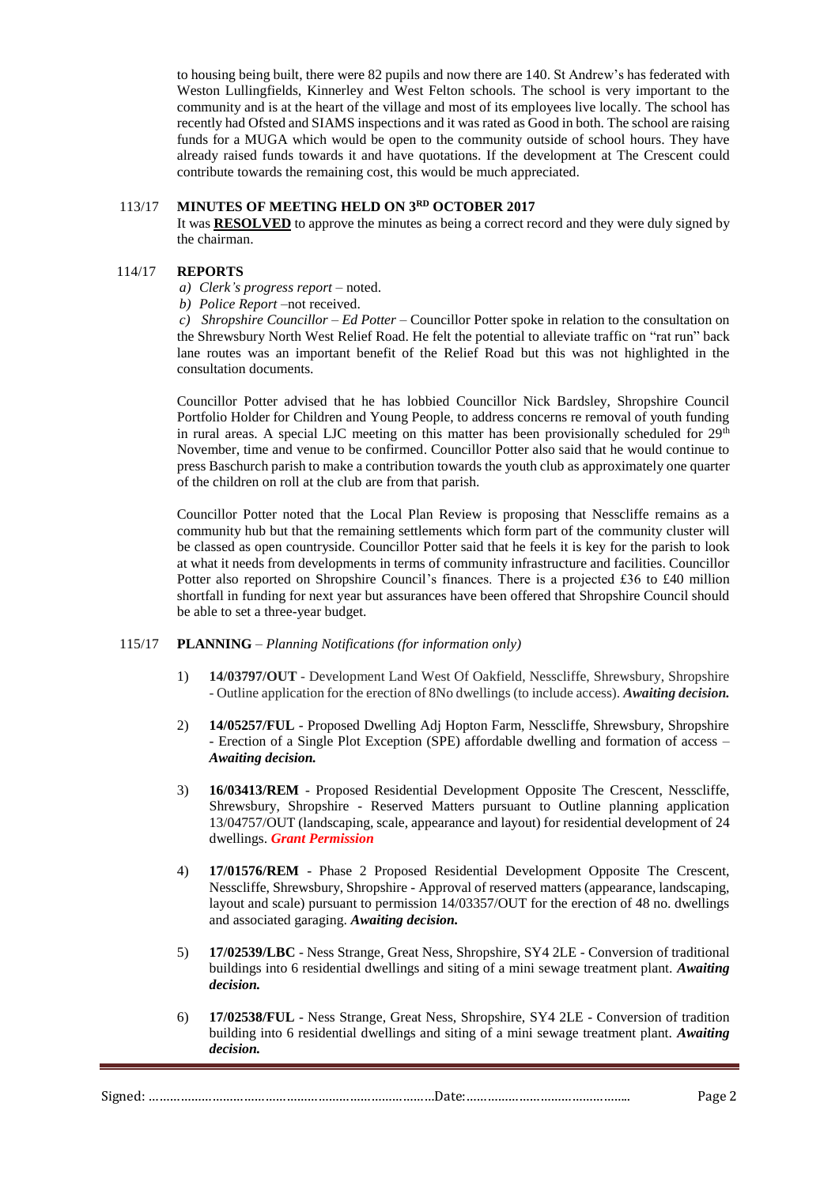to housing being built, there were 82 pupils and now there are 140. St Andrew's has federated with Weston Lullingfields, Kinnerley and West Felton schools. The school is very important to the community and is at the heart of the village and most of its employees live locally. The school has recently had Ofsted and SIAMS inspections and it was rated as Good in both. The school are raising funds for a MUGA which would be open to the community outside of school hours. They have already raised funds towards it and have quotations. If the development at The Crescent could contribute towards the remaining cost, this would be much appreciated.

113/17 **MINUTES OF MEETING HELD ON 3RD OCTOBER 2017**

It was **RESOLVED** to approve the minutes as being a correct record and they were duly signed by the chairman.

114/17 **REPORTS**

*a) Clerk's progress report* – noted.

*b) Police Report* –not received.

*c) Shropshire Councillor – Ed Potter* – Councillor Potter spoke in relation to the consultation on the Shrewsbury North West Relief Road. He felt the potential to alleviate traffic on "rat run" back lane routes was an important benefit of the Relief Road but this was not highlighted in the consultation documents.

Councillor Potter advised that he has lobbied Councillor Nick Bardsley, Shropshire Council Portfolio Holder for Children and Young People, to address concerns re removal of youth funding in rural areas. A special LJC meeting on this matter has been provisionally scheduled for 29th November, time and venue to be confirmed. Councillor Potter also said that he would continue to press Baschurch parish to make a contribution towards the youth club as approximately one quarter of the children on roll at the club are from that parish.

Councillor Potter noted that the Local Plan Review is proposing that Nesscliffe remains as a community hub but that the remaining settlements which form part of the community cluster will be classed as open countryside. Councillor Potter said that he feels it is key for the parish to look at what it needs from developments in terms of community infrastructure and facilities. Councillor Potter also reported on Shropshire Council's finances. There is a projected £36 to £40 million shortfall in funding for next year but assurances have been offered that Shropshire Council should be able to set a three-year budget.

115/17 **PLANNING** – *Planning Notifications (for information only)*

1) **14/03797/OUT** - Development Land West Of Oakfield, Nesscliffe, Shrewsbury, Shropshire - Outline application for the erection of 8No dwellings (to include access). ***Awaiting decision.***

2) **14/05257/FUL** - Proposed Dwelling Adj Hopton Farm, Nesscliffe, Shrewsbury, Shropshire - Erection of a Single Plot Exception (SPE) affordable dwelling and formation of access – ***Awaiting decision.***

3) **16/03413/REM** - Proposed Residential Development Opposite The Crescent, Nesscliffe, Shrewsbury, Shropshire - Reserved Matters pursuant to Outline planning application 13/04757/OUT (landscaping, scale, appearance and layout) for residential development of 24 dwellings. ***Grant Permission***

4) **17/01576/REM** - Phase 2 Proposed Residential Development Opposite The Crescent, Nesscliffe, Shrewsbury, Shropshire - Approval of reserved matters (appearance, landscaping, layout and scale) pursuant to permission 14/03357/OUT for the erection of 48 no. dwellings and associated garaging. ***Awaiting decision.***

5) **17/02539/LBC** - Ness Strange, Great Ness, Shropshire, SY4 2LE - Conversion of traditional buildings into 6 residential dwellings and siting of a mini sewage treatment plant. ***Awaiting decision.***

6) **17/02538/FUL** - Ness Strange, Great Ness, Shropshire, SY4 2LE - Conversion of tradition building into 6 residential dwellings and siting of a mini sewage treatment plant. ***Awaiting decision.***

Signed: ……………………………………………………………………Date:………………………………………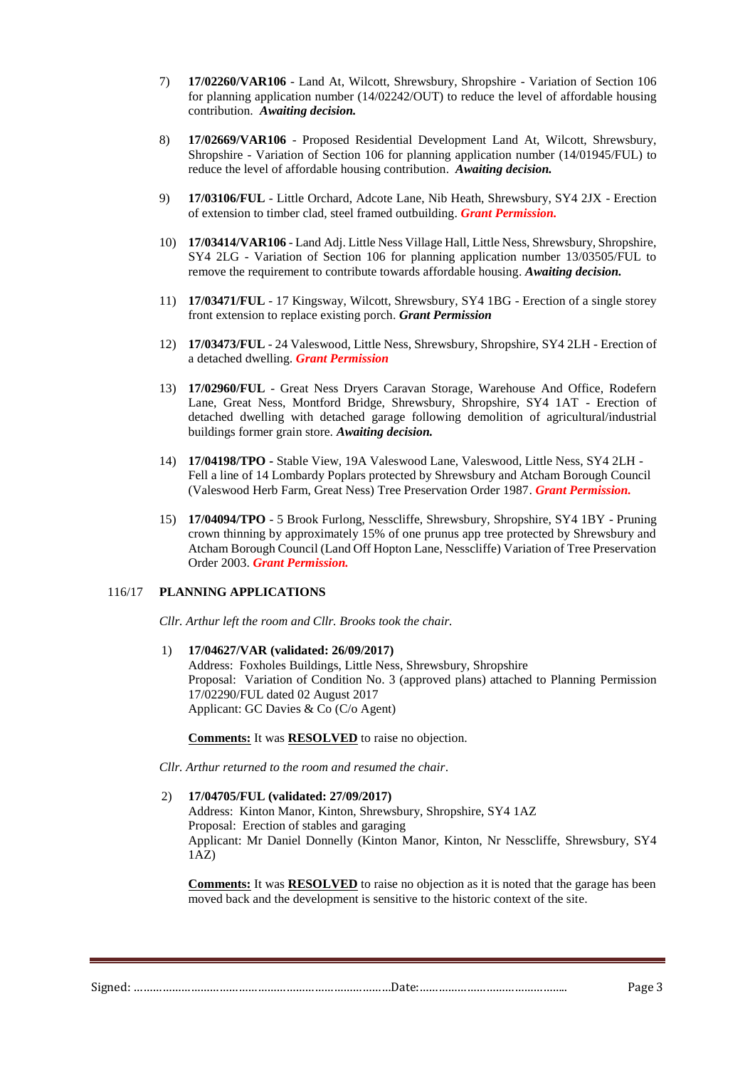7) **17/02260/VAR106** - Land At, Wilcott, Shrewsbury, Shropshire - Variation of Section 106 for planning application number (14/02242/OUT) to reduce the level of affordable housing contribution. ***Awaiting decision.***

8) **17/02669/VAR106** - Proposed Residential Development Land At, Wilcott, Shrewsbury, Shropshire - Variation of Section 106 for planning application number (14/01945/FUL) to reduce the level of affordable housing contribution. ***Awaiting decision.***

9) **17/03106/FUL** - Little Orchard, Adcote Lane, Nib Heath, Shrewsbury, SY4 2JX - Erection of extension to timber clad, steel framed outbuilding. ***Grant Permission.***

10) **17/03414/VAR106** - Land Adj. Little Ness Village Hall, Little Ness, Shrewsbury, Shropshire, SY4 2LG - Variation of Section 106 for planning application number 13/03505/FUL to remove the requirement to contribute towards affordable housing. ***Awaiting decision.***

11) **17/03471/FUL** - 17 Kingsway, Wilcott, Shrewsbury, SY4 1BG - Erection of a single storey front extension to replace existing porch. ***Grant Permission***

12) **17/03473/FUL** - 24 Valeswood, Little Ness, Shrewsbury, Shropshire, SY4 2LH - Erection of a detached dwelling. ***Grant Permission***

13) **17/02960/FUL** - Great Ness Dryers Caravan Storage, Warehouse And Office, Rodefern Lane, Great Ness, Montford Bridge, Shrewsbury, Shropshire, SY4 1AT - Erection of detached dwelling with detached garage following demolition of agricultural/industrial buildings former grain store. ***Awaiting decision.***

14) **17/04198/TPO** - Stable View, 19A Valeswood Lane, Valeswood, Little Ness, SY4 2LH - Fell a line of 14 Lombardy Poplars protected by Shrewsbury and Atcham Borough Council (Valeswood Herb Farm, Great Ness) Tree Preservation Order 1987. ***Grant Permission.***

15) **17/04094/TPO** - 5 Brook Furlong, Nesscliffe, Shrewsbury, Shropshire, SY4 1BY - Pruning crown thinning by approximately 15% of one prunus app tree protected by Shrewsbury and Atcham Borough Council (Land Off Hopton Lane, Nesscliffe) Variation of Tree Preservation Order 2003. ***Grant Permission.***

## 116/17 PLANNING APPLICATIONS

*Cllr. Arthur left the room and Cllr. Brooks took the chair.*

1) **17/04627/VAR (validated: 26/09/2017)**
Address: Foxholes Buildings, Little Ness, Shrewsbury, Shropshire
Proposal: Variation of Condition No. 3 (approved plans) attached to Planning Permission 17/02290/FUL dated 02 August 2017
Applicant: GC Davies & Co (C/o Agent)

**Comments:** It was **RESOLVED** to raise no objection.

*Cllr. Arthur returned to the room and resumed the chair.*

2) **17/04705/FUL (validated: 27/09/2017)**
Address: Kinton Manor, Kinton, Shrewsbury, Shropshire, SY4 1AZ
Proposal: Erection of stables and garaging
Applicant: Mr Daniel Donnelly (Kinton Manor, Kinton, Nr Nesscliffe, Shrewsbury, SY4 1AZ)

**Comments:** It was **RESOLVED** to raise no objection as it is noted that the garage has been moved back and the development is sensitive to the historic context of the site.

Signed: ……………………………………………………………………Date:………………………………………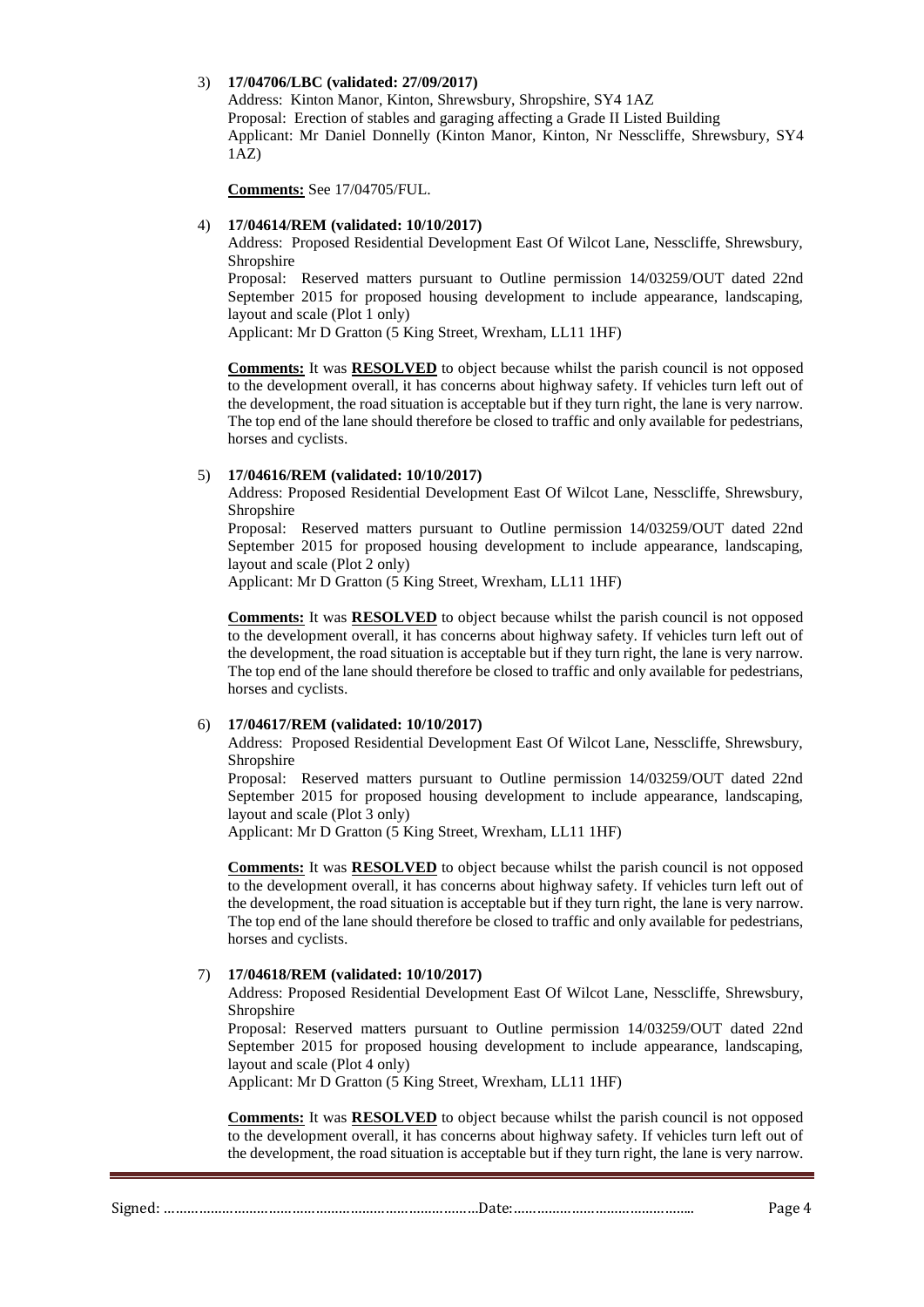3) **17/04706/LBC (validated: 27/09/2017)**

   Address: Kinton Manor, Kinton, Shrewsbury, Shropshire, SY4 1AZ
   Proposal: Erection of stables and garaging affecting a Grade II Listed Building
   Applicant: Mr Daniel Donnelly (Kinton Manor, Kinton, Nr Nesscliffe, Shrewsbury, SY4 1AZ)

   **Comments:** See 17/04705/FUL.

4) **17/04614/REM (validated: 10/10/2017)**

   Address: Proposed Residential Development East Of Wilcot Lane, Nesscliffe, Shrewsbury, Shropshire
   Proposal: Reserved matters pursuant to Outline permission 14/03259/OUT dated 22nd September 2015 for proposed housing development to include appearance, landscaping, layout and scale (Plot 1 only)
   Applicant: Mr D Gratton (5 King Street, Wrexham, LL11 1HF)

   **Comments:** It was **RESOLVED** to object because whilst the parish council is not opposed to the development overall, it has concerns about highway safety. If vehicles turn left out of the development, the road situation is acceptable but if they turn right, the lane is very narrow. The top end of the lane should therefore be closed to traffic and only available for pedestrians, horses and cyclists.

5) **17/04616/REM (validated: 10/10/2017)**

   Address: Proposed Residential Development East Of Wilcot Lane, Nesscliffe, Shrewsbury, Shropshire
   Proposal: Reserved matters pursuant to Outline permission 14/03259/OUT dated 22nd September 2015 for proposed housing development to include appearance, landscaping, layout and scale (Plot 2 only)
   Applicant: Mr D Gratton (5 King Street, Wrexham, LL11 1HF)

   **Comments:** It was **RESOLVED** to object because whilst the parish council is not opposed to the development overall, it has concerns about highway safety. If vehicles turn left out of the development, the road situation is acceptable but if they turn right, the lane is very narrow. The top end of the lane should therefore be closed to traffic and only available for pedestrians, horses and cyclists.

6) **17/04617/REM (validated: 10/10/2017)**

   Address: Proposed Residential Development East Of Wilcot Lane, Nesscliffe, Shrewsbury, Shropshire
   Proposal: Reserved matters pursuant to Outline permission 14/03259/OUT dated 22nd September 2015 for proposed housing development to include appearance, landscaping, layout and scale (Plot 3 only)
   Applicant: Mr D Gratton (5 King Street, Wrexham, LL11 1HF)

   **Comments:** It was **RESOLVED** to object because whilst the parish council is not opposed to the development overall, it has concerns about highway safety. If vehicles turn left out of the development, the road situation is acceptable but if they turn right, the lane is very narrow. The top end of the lane should therefore be closed to traffic and only available for pedestrians, horses and cyclists.

7) **17/04618/REM (validated: 10/10/2017)**

   Address: Proposed Residential Development East Of Wilcot Lane, Nesscliffe, Shrewsbury, Shropshire
   Proposal: Reserved matters pursuant to Outline permission 14/03259/OUT dated 22nd September 2015 for proposed housing development to include appearance, landscaping, layout and scale (Plot 4 only)
   Applicant: Mr D Gratton (5 King Street, Wrexham, LL11 1HF)

   **Comments:** It was **RESOLVED** to object because whilst the parish council is not opposed to the development overall, it has concerns about highway safety. If vehicles turn left out of the development, the road situation is acceptable but if they turn right, the lane is very narrow.

Signed: …………………………………………………………………Date:………………………………………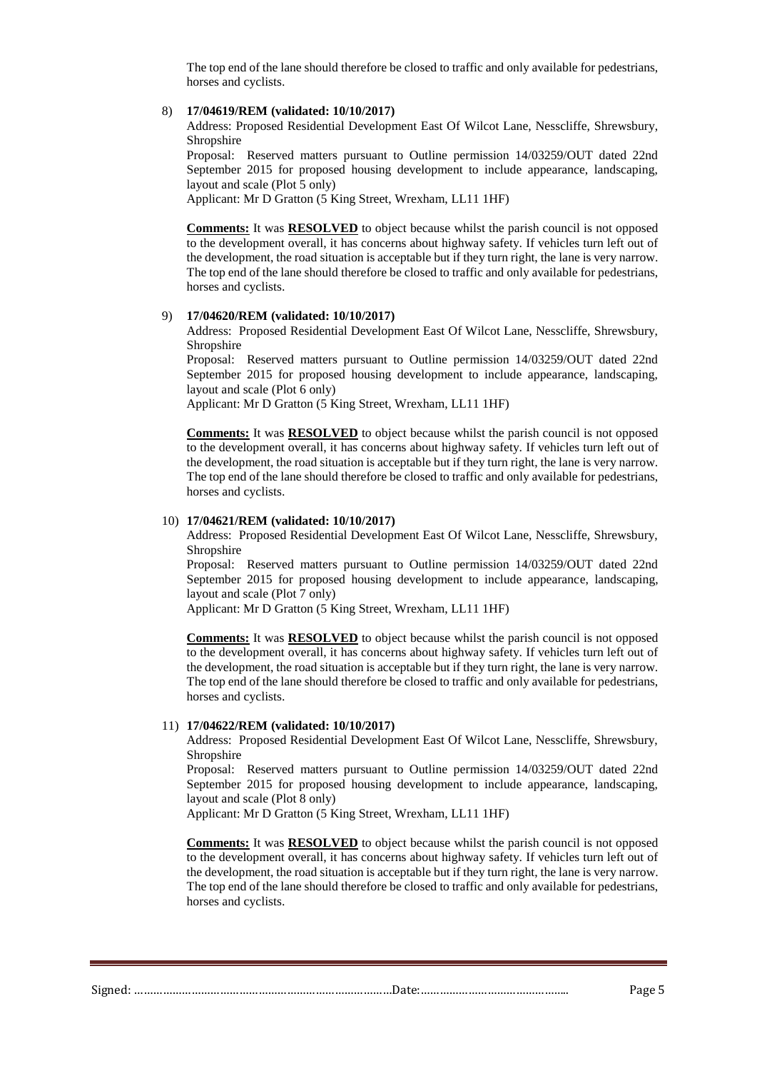The top end of the lane should therefore be closed to traffic and only available for pedestrians, horses and cyclists.

8) **17/04619/REM (validated: 10/10/2017)**

   Address: Proposed Residential Development East Of Wilcot Lane, Nesscliffe, Shrewsbury, Shropshire

   Proposal: Reserved matters pursuant to Outline permission 14/03259/OUT dated 22nd September 2015 for proposed housing development to include appearance, landscaping, layout and scale (Plot 5 only)

   Applicant: Mr D Gratton (5 King Street, Wrexham, LL11 1HF)

   **Comments:** It was **RESOLVED** to object because whilst the parish council is not opposed to the development overall, it has concerns about highway safety. If vehicles turn left out of the development, the road situation is acceptable but if they turn right, the lane is very narrow. The top end of the lane should therefore be closed to traffic and only available for pedestrians, horses and cyclists.

9) **17/04620/REM (validated: 10/10/2017)**

   Address: Proposed Residential Development East Of Wilcot Lane, Nesscliffe, Shrewsbury, Shropshire

   Proposal: Reserved matters pursuant to Outline permission 14/03259/OUT dated 22nd September 2015 for proposed housing development to include appearance, landscaping, layout and scale (Plot 6 only)

   Applicant: Mr D Gratton (5 King Street, Wrexham, LL11 1HF)

   **Comments:** It was **RESOLVED** to object because whilst the parish council is not opposed to the development overall, it has concerns about highway safety. If vehicles turn left out of the development, the road situation is acceptable but if they turn right, the lane is very narrow. The top end of the lane should therefore be closed to traffic and only available for pedestrians, horses and cyclists.

10) **17/04621/REM (validated: 10/10/2017)**

   Address: Proposed Residential Development East Of Wilcot Lane, Nesscliffe, Shrewsbury, Shropshire

   Proposal: Reserved matters pursuant to Outline permission 14/03259/OUT dated 22nd September 2015 for proposed housing development to include appearance, landscaping, layout and scale (Plot 7 only)

   Applicant: Mr D Gratton (5 King Street, Wrexham, LL11 1HF)

   **Comments:** It was **RESOLVED** to object because whilst the parish council is not opposed to the development overall, it has concerns about highway safety. If vehicles turn left out of the development, the road situation is acceptable but if they turn right, the lane is very narrow. The top end of the lane should therefore be closed to traffic and only available for pedestrians, horses and cyclists.

11) **17/04622/REM (validated: 10/10/2017)**

   Address: Proposed Residential Development East Of Wilcot Lane, Nesscliffe, Shrewsbury, Shropshire

   Proposal: Reserved matters pursuant to Outline permission 14/03259/OUT dated 22nd September 2015 for proposed housing development to include appearance, landscaping, layout and scale (Plot 8 only)

   Applicant: Mr D Gratton (5 King Street, Wrexham, LL11 1HF)

   **Comments:** It was **RESOLVED** to object because whilst the parish council is not opposed to the development overall, it has concerns about highway safety. If vehicles turn left out of the development, the road situation is acceptable but if they turn right, the lane is very narrow. The top end of the lane should therefore be closed to traffic and only available for pedestrians, horses and cyclists.

Signed: ……………………………………………………………………Date:………………………………………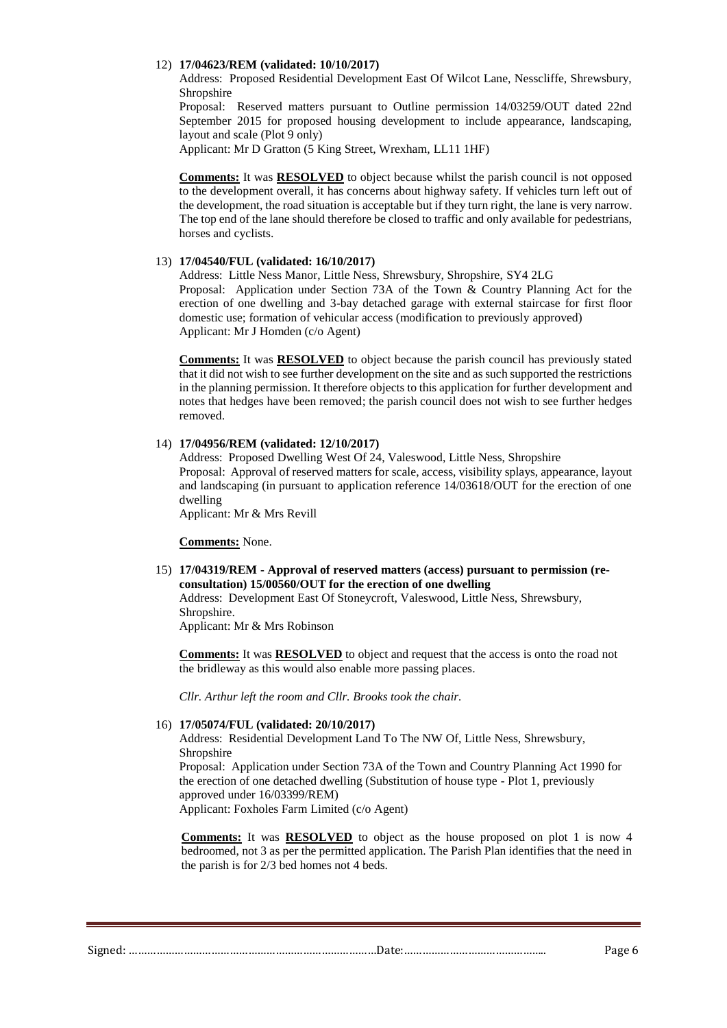12) **17/04623/REM (validated: 10/10/2017)**

    Address: Proposed Residential Development East Of Wilcot Lane, Nesscliffe, Shrewsbury, Shropshire

    Proposal: Reserved matters pursuant to Outline permission 14/03259/OUT dated 22nd September 2015 for proposed housing development to include appearance, landscaping, layout and scale (Plot 9 only)

    Applicant: Mr D Gratton (5 King Street, Wrexham, LL11 1HF)

    **Comments:** It was **RESOLVED** to object because whilst the parish council is not opposed to the development overall, it has concerns about highway safety. If vehicles turn left out of the development, the road situation is acceptable but if they turn right, the lane is very narrow. The top end of the lane should therefore be closed to traffic and only available for pedestrians, horses and cyclists.

13) **17/04540/FUL (validated: 16/10/2017)**

    Address: Little Ness Manor, Little Ness, Shrewsbury, Shropshire, SY4 2LG

    Proposal: Application under Section 73A of the Town & Country Planning Act for the erection of one dwelling and 3-bay detached garage with external staircase for first floor domestic use; formation of vehicular access (modification to previously approved)

    Applicant: Mr J Homden (c/o Agent)

    **Comments:** It was **RESOLVED** to object because the parish council has previously stated that it did not wish to see further development on the site and as such supported the restrictions in the planning permission. It therefore objects to this application for further development and notes that hedges have been removed; the parish council does not wish to see further hedges removed.

14) **17/04956/REM (validated: 12/10/2017)**

    Address: Proposed Dwelling West Of 24, Valeswood, Little Ness, Shropshire

    Proposal: Approval of reserved matters for scale, access, visibility splays, appearance, layout and landscaping (in pursuant to application reference 14/03618/OUT for the erection of one dwelling

    Applicant: Mr & Mrs Revill

    **Comments:** None.

15) **17/04319/REM - Approval of reserved matters (access) pursuant to permission (re-consultation) 15/00560/OUT for the erection of one dwelling**

    Address: Development East Of Stoneycroft, Valeswood, Little Ness, Shrewsbury, Shropshire.

    Applicant: Mr & Mrs Robinson

    **Comments:** It was **RESOLVED** to object and request that the access is onto the road not the bridleway as this would also enable more passing places.

    *Cllr. Arthur left the room and Cllr. Brooks took the chair.*

16) **17/05074/FUL (validated: 20/10/2017)**

    Address: Residential Development Land To The NW Of, Little Ness, Shrewsbury, Shropshire

    Proposal: Application under Section 73A of the Town and Country Planning Act 1990 for the erection of one detached dwelling (Substitution of house type - Plot 1, previously approved under 16/03399/REM)

    Applicant: Foxholes Farm Limited (c/o Agent)

    **Comments:** It was **RESOLVED** to object as the house proposed on plot 1 is now 4 bedroomed, not 3 as per the permitted application. The Parish Plan identifies that the need in the parish is for 2/3 bed homes not 4 beds.

Signed: ……………………………………………………………………Date:………………………………………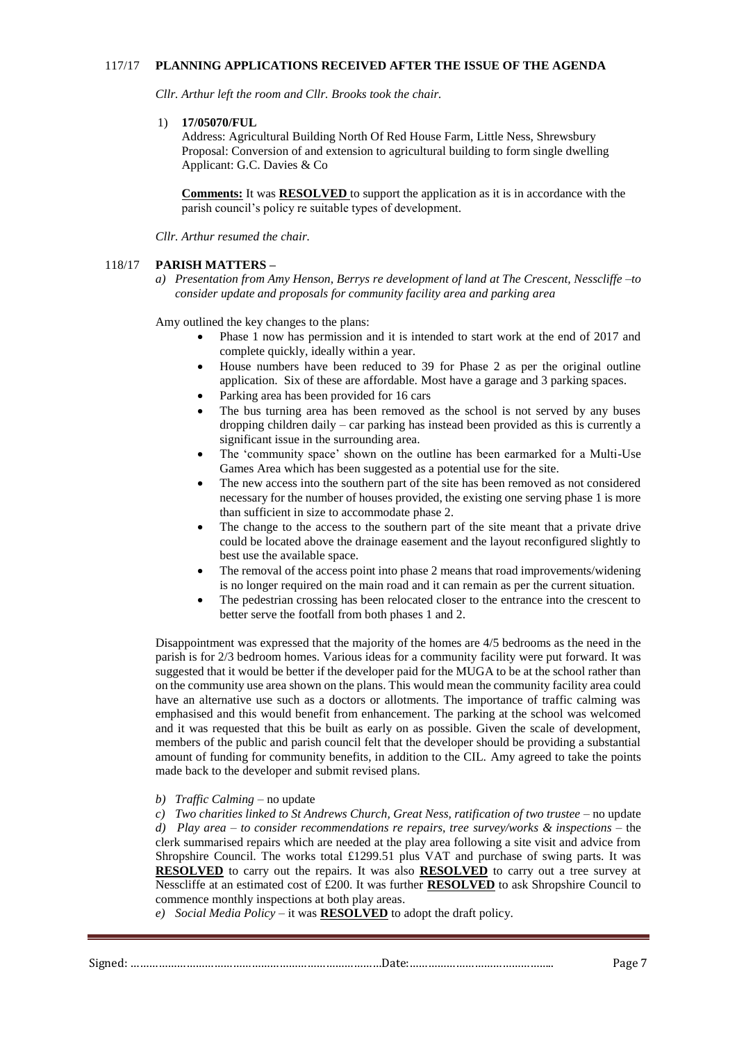## 117/17 PLANNING APPLICATIONS RECEIVED AFTER THE ISSUE OF THE AGENDA

*Cllr. Arthur left the room and Cllr. Brooks took the chair.*

1) **17/05070/FUL**
   Address: Agricultural Building North Of Red House Farm, Little Ness, Shrewsbury
   Proposal: Conversion of and extension to agricultural building to form single dwelling
   Applicant: G.C. Davies & Co

   **Comments:** It was **RESOLVED** to support the application as it is in accordance with the parish council's policy re suitable types of development.

*Cllr. Arthur resumed the chair.*

## 118/17 PARISH MATTERS –

*a) Presentation from Amy Henson, Berrys re development of land at The Crescent, Nesscliffe –to consider update and proposals for community facility area and parking area*

Amy outlined the key changes to the plans:

- Phase 1 now has permission and it is intended to start work at the end of 2017 and complete quickly, ideally within a year.
- House numbers have been reduced to 39 for Phase 2 as per the original outline application. Six of these are affordable. Most have a garage and 3 parking spaces.
- Parking area has been provided for 16 cars
- The bus turning area has been removed as the school is not served by any buses dropping children daily – car parking has instead been provided as this is currently a significant issue in the surrounding area.
- The 'community space' shown on the outline has been earmarked for a Multi-Use Games Area which has been suggested as a potential use for the site.
- The new access into the southern part of the site has been removed as not considered necessary for the number of houses provided, the existing one serving phase 1 is more than sufficient in size to accommodate phase 2.
- The change to the access to the southern part of the site meant that a private drive could be located above the drainage easement and the layout reconfigured slightly to best use the available space.
- The removal of the access point into phase 2 means that road improvements/widening is no longer required on the main road and it can remain as per the current situation.
- The pedestrian crossing has been relocated closer to the entrance into the crescent to better serve the footfall from both phases 1 and 2.

Disappointment was expressed that the majority of the homes are 4/5 bedrooms as the need in the parish is for 2/3 bedroom homes. Various ideas for a community facility were put forward. It was suggested that it would be better if the developer paid for the MUGA to be at the school rather than on the community use area shown on the plans. This would mean the community facility area could have an alternative use such as a doctors or allotments. The importance of traffic calming was emphasised and this would benefit from enhancement. The parking at the school was welcomed and it was requested that this be built as early on as possible. Given the scale of development, members of the public and parish council felt that the developer should be providing a substantial amount of funding for community benefits, in addition to the CIL. Amy agreed to take the points made back to the developer and submit revised plans.

*b) Traffic Calming* – no update

*c) Two charities linked to St Andrews Church, Great Ness, ratification of two trustee* – no update

*d) Play area – to consider recommendations re repairs, tree survey/works & inspections* – the clerk summarised repairs which are needed at the play area following a site visit and advice from Shropshire Council. The works total £1299.51 plus VAT and purchase of swing parts. It was **RESOLVED** to carry out the repairs. It was also **RESOLVED** to carry out a tree survey at Nesscliffe at an estimated cost of £200. It was further **RESOLVED** to ask Shropshire Council to commence monthly inspections at both play areas.

*e) Social Media Policy* – it was **RESOLVED** to adopt the draft policy.

Signed: ……………………………………………………………………Date:……………………………………..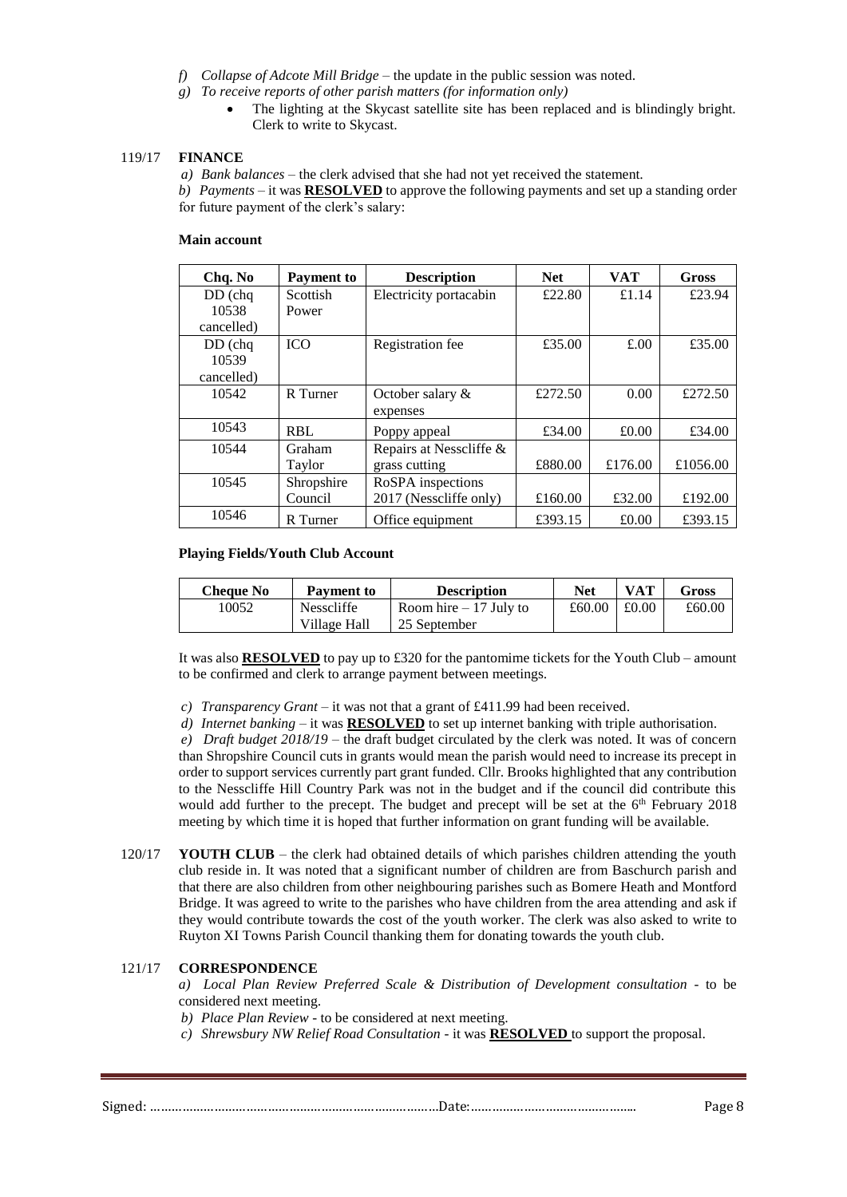*f) Collapse of Adcote Mill Bridge* – the update in the public session was noted.

*g) To receive reports of other parish matters (for information only)*

- The lighting at the Skycast satellite site has been replaced and is blindingly bright. Clerk to write to Skycast.

119/17 **FINANCE**

*a) Bank balances* – the clerk advised that she had not yet received the statement.

*b) Payments* – it was **RESOLVED** to approve the following payments and set up a standing order for future payment of the clerk's salary:

**Main account**

| Chq. No | Payment to | Description | Net | VAT | Gross |
|---|---|---|---|---|---|
| DD (chq 10538 cancelled) | Scottish Power | Electricity portacabin | £22.80 | £1.14 | £23.94 |
| DD (chq 10539 cancelled) | ICO | Registration fee | £35.00 | £.00 | £35.00 |
| 10542 | R Turner | October salary & expenses | £272.50 | 0.00 | £272.50 |
| 10543 | RBL | Poppy appeal | £34.00 | £0.00 | £34.00 |
| 10544 | Graham Taylor | Repairs at Nesscliffe & grass cutting | £880.00 | £176.00 | £1056.00 |
| 10545 | Shropshire Council | RoSPA inspections 2017 (Nesscliffe only) | £160.00 | £32.00 | £192.00 |
| 10546 | R Turner | Office equipment | £393.15 | £0.00 | £393.15 |

**Playing Fields/Youth Club Account**

| Cheque No | Payment to | Description | Net | VAT | Gross |
|---|---|---|---|---|---|
| 10052 | Nesscliffe Village Hall | Room hire – 17 July to 25 September | £60.00 | £0.00 | £60.00 |

It was also **RESOLVED** to pay up to £320 for the pantomime tickets for the Youth Club – amount to be confirmed and clerk to arrange payment between meetings.

*c) Transparency Grant* – it was not that a grant of £411.99 had been received.

*d) Internet banking* – it was **RESOLVED** to set up internet banking with triple authorisation.

*e) Draft budget 2018/19* – the draft budget circulated by the clerk was noted. It was of concern than Shropshire Council cuts in grants would mean the parish would need to increase its precept in order to support services currently part grant funded. Cllr. Brooks highlighted that any contribution to the Nesscliffe Hill Country Park was not in the budget and if the council did contribute this would add further to the precept. The budget and precept will be set at the 6th February 2018 meeting by which time it is hoped that further information on grant funding will be available.

120/17 **YOUTH CLUB** – the clerk had obtained details of which parishes children attending the youth club reside in. It was noted that a significant number of children are from Baschurch parish and that there are also children from other neighbouring parishes such as Bomere Heath and Montford Bridge. It was agreed to write to the parishes who have children from the area attending and ask if they would contribute towards the cost of the youth worker. The clerk was also asked to write to Ruyton XI Towns Parish Council thanking them for donating towards the youth club.

121/17 **CORRESPONDENCE**

*a) Local Plan Review Preferred Scale & Distribution of Development consultation* - to be considered next meeting.

*b) Place Plan Review* - to be considered at next meeting.

*c) Shrewsbury NW Relief Road Consultation* - it was **RESOLVED** to support the proposal.

Signed: …………………………………………………………………Date:……………………………………..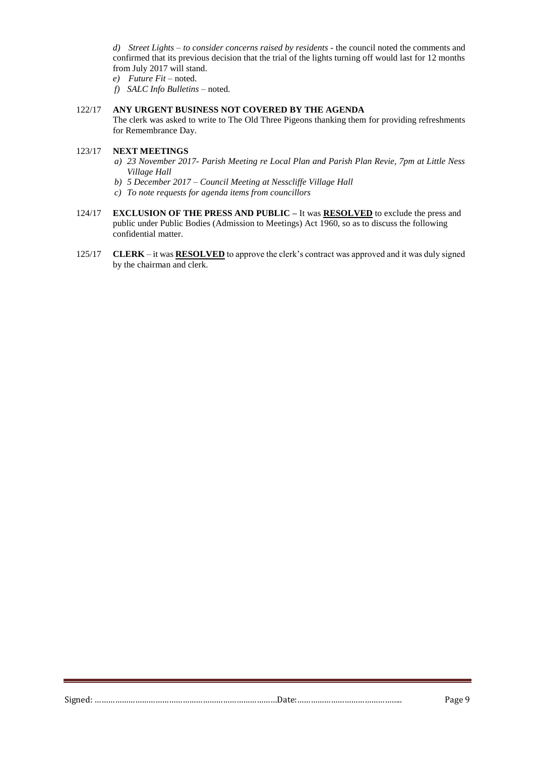*d) Street Lights – to consider concerns raised by residents* - the council noted the comments and confirmed that its previous decision that the trial of the lights turning off would last for 12 months from July 2017 will stand.

*e) Future Fit* – noted.

*f) SALC Info Bulletins* – noted.

122/17 **ANY URGENT BUSINESS NOT COVERED BY THE AGENDA**

The clerk was asked to write to The Old Three Pigeons thanking them for providing refreshments for Remembrance Day.

123/17 **NEXT MEETINGS**

*a) 23 November 2017- Parish Meeting re Local Plan and Parish Plan Revie, 7pm at Little Ness Village Hall*

*b) 5 December 2017 – Council Meeting at Nesscliffe Village Hall*

*c) To note requests for agenda items from councillors*

124/17 **EXCLUSION OF THE PRESS AND PUBLIC –** It was **RESOLVED** to exclude the press and public under Public Bodies (Admission to Meetings) Act 1960, so as to discuss the following confidential matter.

125/17 **CLERK** – it was **RESOLVED** to approve the clerk's contract was approved and it was duly signed by the chairman and clerk.

Signed: ……………………………………………………………………Date:……………………………………..